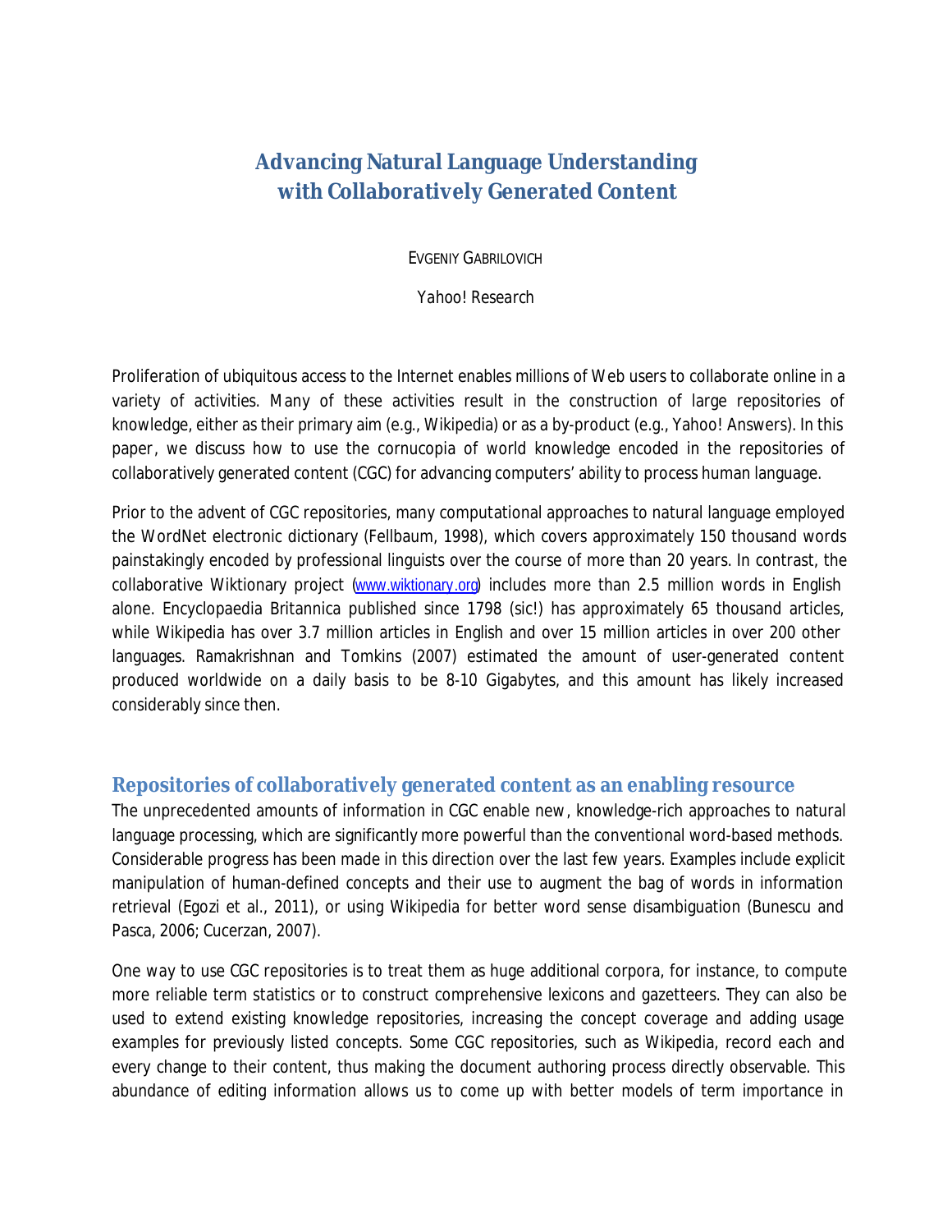# Advancing Natural Language Understanding with Collaboratively Generated Content

EVGENIY GABRILOVICH

*Yahoo! Research*

Proliferation of ubiquitous access to the Internet enables millions of Web users to collaborate online in a variety of activities. Many of these activities result in the construction of large repositories of knowledge, either as their primary aim (e.g., Wikipedia) or as a by-product (e.g., Yahoo! Answers). In this paper, we discuss how to use the cornucopia of world knowledge encoded in the repositories of collaboratively generated content (CGC) for advancing computers' ability to process human language.

Prior to the advent of CGC repositories, many computational approaches to natural language employed the WordNet electronic dictionary (Fellbaum, 1998), which covers approximately 150 thousand words painstakingly encoded by professional linguists over the course of more than 20 years. In contrast, the collaborative Wiktionary project (www.wiktionary.org) includes more than 2.5 million words in English alone. Encyclopaedia Britannica published since 1798 (sic!) has approximately 65 thousand articles, while Wikipedia has over 3.7 million articles in English and over 15 million articles in over 200 other languages. Ramakrishnan and Tomkins (2007) estimated the amount of user-generated content produced worldwide on a daily basis to be 8-10 Gigabytes, and this amount has likely increased considerably since then.

## Repositories of collaboratively generated content as an enabling resource

The unprecedented amounts of information in CGC enable new, knowledge-rich approaches to natural language processing, which are significantly more powerful than the conventional word-based methods. Considerable progress has been made in this direction over the last few years. Examples include explicit manipulation of human-defined concepts and their use to augment the bag of words in information retrieval (Egozi et al., 2011), or using Wikipedia for better word sense disambiguation (Bunescu and Pasca, 2006; Cucerzan, 2007).

One way to use CGC repositories is to treat them as huge additional corpora, for instance, to compute more reliable term statistics or to construct comprehensive lexicons and gazetteers. They can also be used to extend existing knowledge repositories, increasing the concept coverage and adding usage examples for previously listed concepts. Some CGC repositories, such as Wikipedia, record each and every change to their content, thus making the document authoring process directly observable. This abundance of editing information allows us to come up with better models of term importance in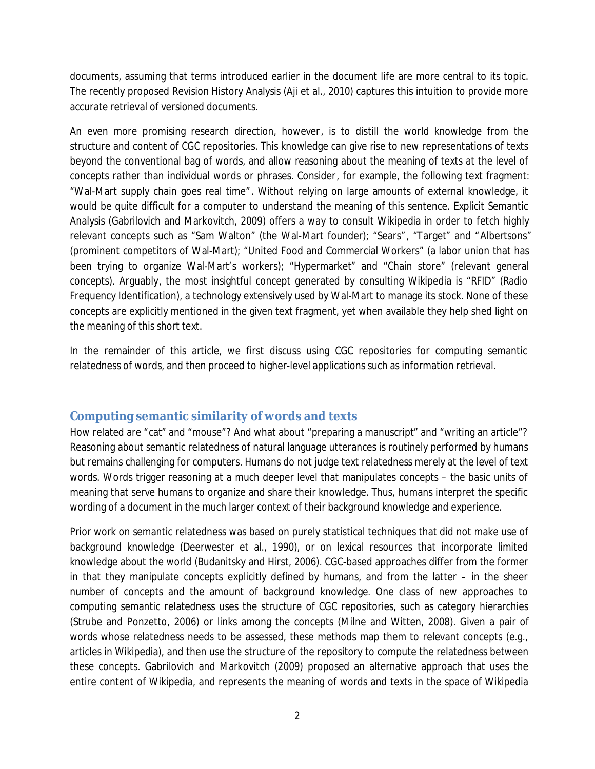documents, assuming that terms introduced earlier in the document life are more central to its topic. The recently proposed Revision History Analysis (Aji et al., 2010) captures this intuition to provide more accurate retrieval of versioned documents.

An even more promising research direction, however, is to distill the world knowledge from the structure and content of CGC repositories. This knowledge can give rise to new representations of texts beyond the conventional bag of words, and allow reasoning about the meaning of texts at the level of concepts rather than individual words or phrases. Consider, for example, the following text fragment: "Wal-Mart supply chain goes real time". Without relying on large amounts of external knowledge, it would be quite difficult for a computer to understand the meaning of this sentence. Explicit Semantic Analysis (Gabrilovich and Markovitch, 2009) offers a way to consult Wikipedia in order to fetch highly relevant concepts such as "Sam Walton" (the Wal-Mart founder); "Sears", "Target" and "Albertsons" (prominent competitors of Wal-Mart); "United Food and Commercial Workers" (a labor union that has been trying to organize Wal-Mart's workers); "Hypermarket" and "Chain store" (relevant general concepts). Arguably, the most insightful concept generated by consulting Wikipedia is "RFID" (Radio Frequency Identification), a technology extensively used by Wal-Mart to manage its stock. None of these concepts are explicitly mentioned in the given text fragment, yet when available they help shed light on the meaning of this short text.

In the remainder of this article, we first discuss using CGC repositories for computing semantic relatedness of words, and then proceed to higher-level applications such as information retrieval.

## Computing semantic similarity of words and texts

How related are "cat" and "mouse"? And what about "preparing a manuscript" and "writing an article"? Reasoning about semantic relatedness of natural language utterances is routinely performed by humans but remains challenging for computers. Humans do not judge text relatedness merely at the level of text words. Words trigger reasoning at a much deeper level that manipulates concepts – the basic units of meaning that serve humans to organize and share their knowledge. Thus, humans interpret the specific wording of a document in the much larger context of their background knowledge and experience.

Prior work on semantic relatedness was based on purely statistical techniques that did not make use of background knowledge (Deerwester et al., 1990), or on lexical resources that incorporate limited knowledge about the world (Budanitsky and Hirst, 2006). CGC-based approaches differ from the former in that they manipulate concepts explicitly defined by humans, and from the latter – in the sheer number of concepts and the amount of background knowledge. One class of new approaches to computing semantic relatedness uses the structure of CGC repositories, such as category hierarchies (Strube and Ponzetto, 2006) or links among the concepts (Milne and Witten, 2008). Given a pair of words whose relatedness needs to be assessed, these methods map them to relevant concepts (e.g., articles in Wikipedia), and then use the structure of the repository to compute the relatedness between these concepts. Gabrilovich and Markovitch (2009) proposed an alternative approach that uses the entire content of Wikipedia, and represents the meaning of words and texts in the space of Wikipedia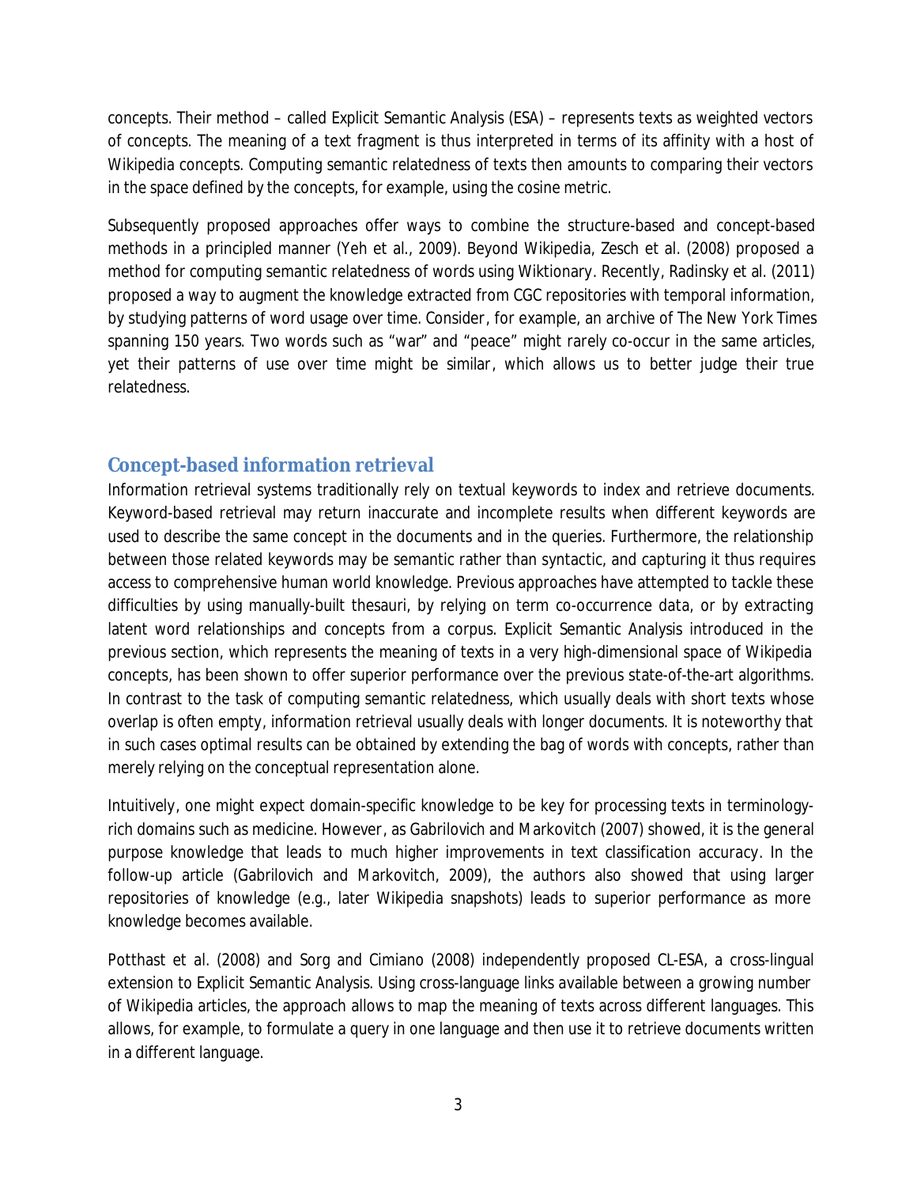concepts. Their method – called Explicit Semantic Analysis (ESA) – represents texts as weighted vectors of concepts. The meaning of a text fragment is thus interpreted in terms of its affinity with a host of Wikipedia concepts. Computing semantic relatedness of texts then amounts to comparing their vectors in the space defined by the concepts, for example, using the cosine metric.

Subsequently proposed approaches offer ways to combine the structure-based and concept-based methods in a principled manner (Yeh et al., 2009). Beyond Wikipedia, Zesch et al. (2008) proposed a method for computing semantic relatedness of words using Wiktionary. Recently, Radinsky et al. (2011) proposed a way to augment the knowledge extracted from CGC repositories with temporal information, by studying patterns of word usage over time. Consider, for example, an archive of The New York Times spanning 150 years. Two words such as "war" and "peace" might rarely co-occur in the same articles, yet their patterns of use over time might be similar, which allows us to better judge their true relatedness.

## Concept-based information retrieval

Information retrieval systems traditionally rely on textual keywords to index and retrieve documents. Keyword-based retrieval may return inaccurate and incomplete results when different keywords are used to describe the same concept in the documents and in the queries. Furthermore, the relationship between those related keywords may be semantic rather than syntactic, and capturing it thus requires access to comprehensive human world knowledge. Previous approaches have attempted to tackle these difficulties by using manually-built thesauri, by relying on term co-occurrence data, or by extracting latent word relationships and concepts from a corpus. Explicit Semantic Analysis introduced in the previous section, which represents the meaning of texts in a very high-dimensional space of Wikipedia concepts, has been shown to offer superior performance over the previous state-of-the-art algorithms. In contrast to the task of computing semantic relatedness, which usually deals with short texts whose overlap is often empty, information retrieval usually deals with longer documents. It is noteworthy that in such cases optimal results can be obtained by extending the bag of words with concepts, rather than merely relying on the conceptual representation alone.

Intuitively, one might expect domain-specific knowledge to be key for processing texts in terminology-rich domains such as medicine. However, as Gabrilovich and Markovitch (2007) showed, it is the general purpose knowledge that leads to much higher improvements in text classification accuracy. In the follow-up article (Gabrilovich and Markovitch, 2009), the authors also showed that using larger repositories of knowledge (e.g., later Wikipedia snapshots) leads to superior performance as more knowledge becomes available.

Potthast et al. (2008) and Sorg and Cimiano (2008) independently proposed CL-ESA, a cross-lingual extension to Explicit Semantic Analysis. Using cross-language links available between a growing number of Wikipedia articles, the approach allows to map the meaning of texts across different languages. This allows, for example, to formulate a query in one language and then use it to retrieve documents written in a different language.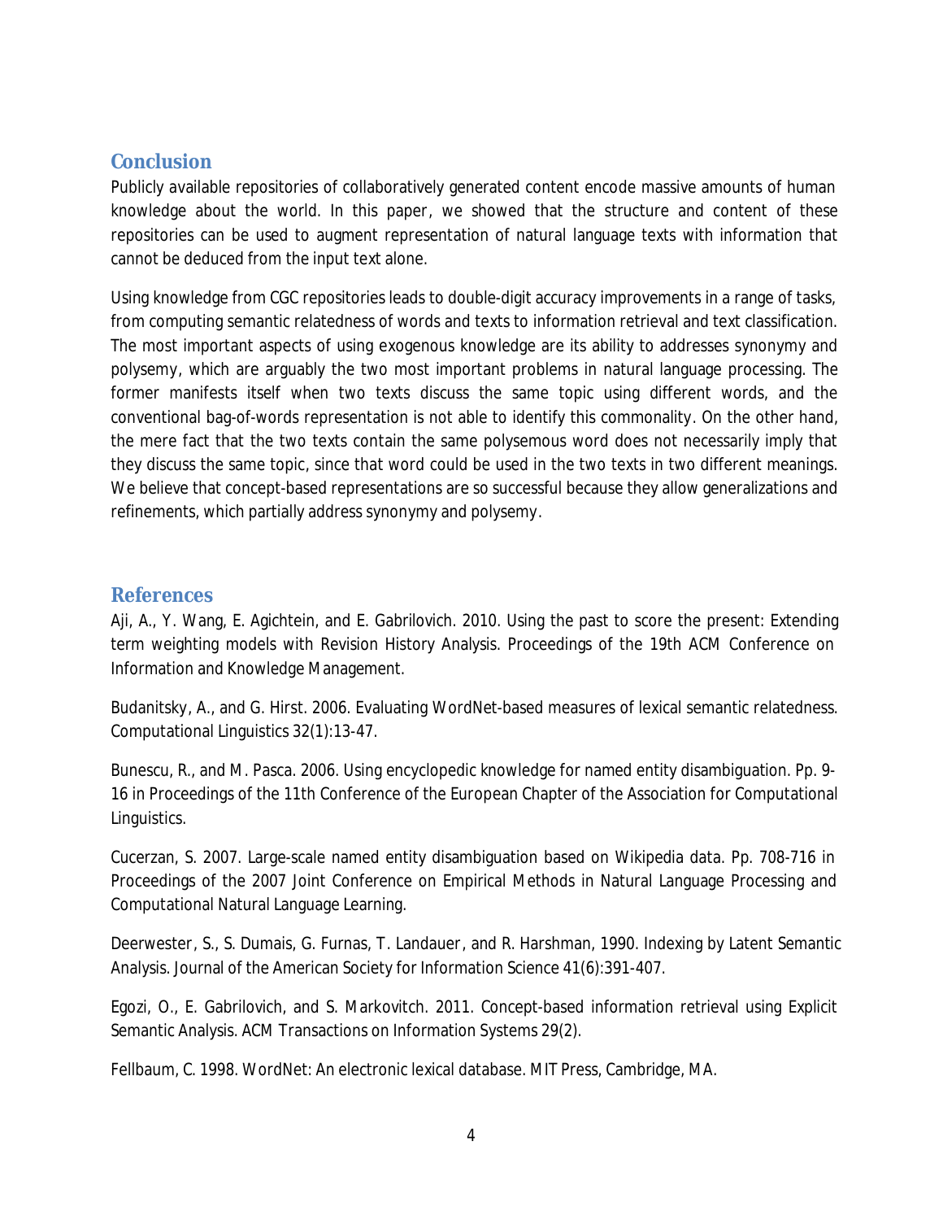## Conclusion

Publicly available repositories of collaboratively generated content encode massive amounts of human knowledge about the world. In this paper, we showed that the structure and content of these repositories can be used to augment representation of natural language texts with information that cannot be deduced from the input text alone.

Using knowledge from CGC repositories leads to double-digit accuracy improvements in a range of tasks, from computing semantic relatedness of words and texts to information retrieval and text classification. The most important aspects of using exogenous knowledge are its ability to addresses synonymy and polysemy, which are arguably the two most important problems in natural language processing. The former manifests itself when two texts discuss the same topic using different words, and the conventional bag-of-words representation is not able to identify this commonality. On the other hand, the mere fact that the two texts contain the same polysemous word does not necessarily imply that they discuss the same topic, since that word could be used in the two texts in two different meanings. We believe that concept-based representations are so successful because they allow generalizations and refinements, which partially address synonymy and polysemy.

## References

Aji, A., Y. Wang, E. Agichtein, and E. Gabrilovich. 2010. Using the past to score the present: Extending term weighting models with Revision History Analysis. Proceedings of the 19th ACM Conference on Information and Knowledge Management.

Budanitsky, A., and G. Hirst. 2006. Evaluating WordNet-based measures of lexical semantic relatedness. Computational Linguistics 32(1):13-47.

Bunescu, R., and M. Pasca. 2006. Using encyclopedic knowledge for named entity disambiguation. Pp. 9-16 in Proceedings of the 11th Conference of the European Chapter of the Association for Computational Linguistics.

Cucerzan, S. 2007. Large-scale named entity disambiguation based on Wikipedia data. Pp. 708-716 in Proceedings of the 2007 Joint Conference on Empirical Methods in Natural Language Processing and Computational Natural Language Learning.

Deerwester, S., S. Dumais, G. Furnas, T. Landauer, and R. Harshman, 1990. Indexing by Latent Semantic Analysis. Journal of the American Society for Information Science 41(6):391-407.

Egozi, O., E. Gabrilovich, and S. Markovitch. 2011. Concept-based information retrieval using Explicit Semantic Analysis. ACM Transactions on Information Systems 29(2).

Fellbaum, C. 1998. WordNet: An electronic lexical database. MIT Press, Cambridge, MA.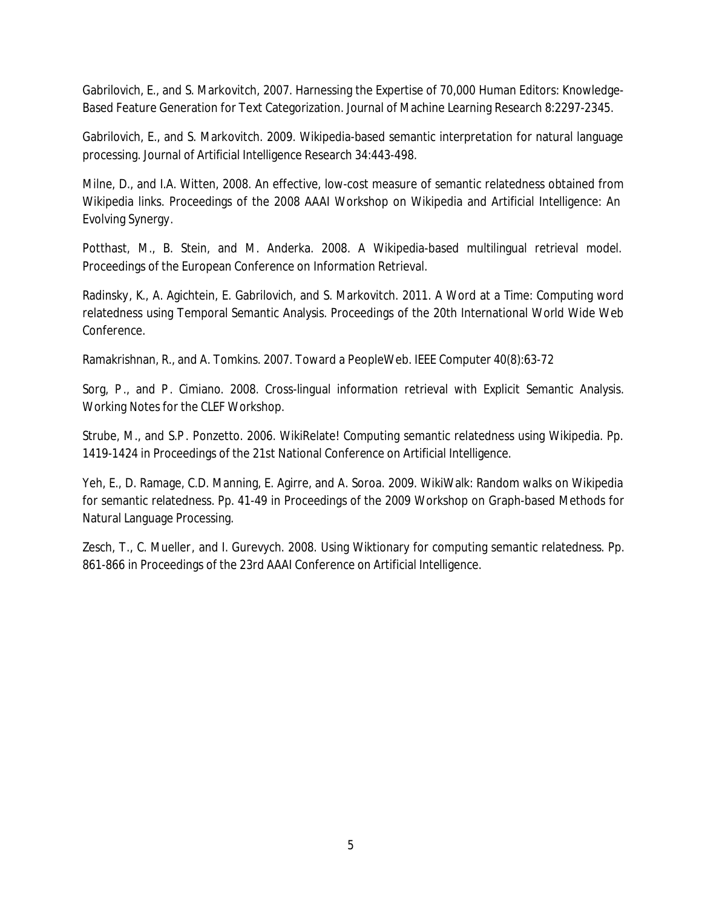Gabrilovich, E., and S. Markovitch, 2007. Harnessing the Expertise of 70,000 Human Editors: Knowledge-Based Feature Generation for Text Categorization. Journal of Machine Learning Research 8:2297-2345.

Gabrilovich, E., and S. Markovitch. 2009. Wikipedia-based semantic interpretation for natural language processing. Journal of Artificial Intelligence Research 34:443-498.

Milne, D., and I.A. Witten, 2008. An effective, low-cost measure of semantic relatedness obtained from Wikipedia links. Proceedings of the 2008 AAAI Workshop on Wikipedia and Artificial Intelligence: An Evolving Synergy.

Potthast, M., B. Stein, and M. Anderka. 2008. A Wikipedia-based multilingual retrieval model. Proceedings of the European Conference on Information Retrieval.

Radinsky, K., A. Agichtein, E. Gabrilovich, and S. Markovitch. 2011. A Word at a Time: Computing word relatedness using Temporal Semantic Analysis. Proceedings of the 20th International World Wide Web Conference.

Ramakrishnan, R., and A. Tomkins. 2007. Toward a PeopleWeb. IEEE Computer 40(8):63-72

Sorg, P., and P. Cimiano. 2008. Cross-lingual information retrieval with Explicit Semantic Analysis. Working Notes for the CLEF Workshop.

Strube, M., and S.P. Ponzetto. 2006. WikiRelate! Computing semantic relatedness using Wikipedia. Pp. 1419-1424 in Proceedings of the 21st National Conference on Artificial Intelligence.

Yeh, E., D. Ramage, C.D. Manning, E. Agirre, and A. Soroa. 2009. WikiWalk: Random walks on Wikipedia for semantic relatedness. Pp. 41-49 in Proceedings of the 2009 Workshop on Graph-based Methods for Natural Language Processing.

Zesch, T., C. Mueller, and I. Gurevych. 2008. Using Wiktionary for computing semantic relatedness. Pp. 861-866 in Proceedings of the 23rd AAAI Conference on Artificial Intelligence.